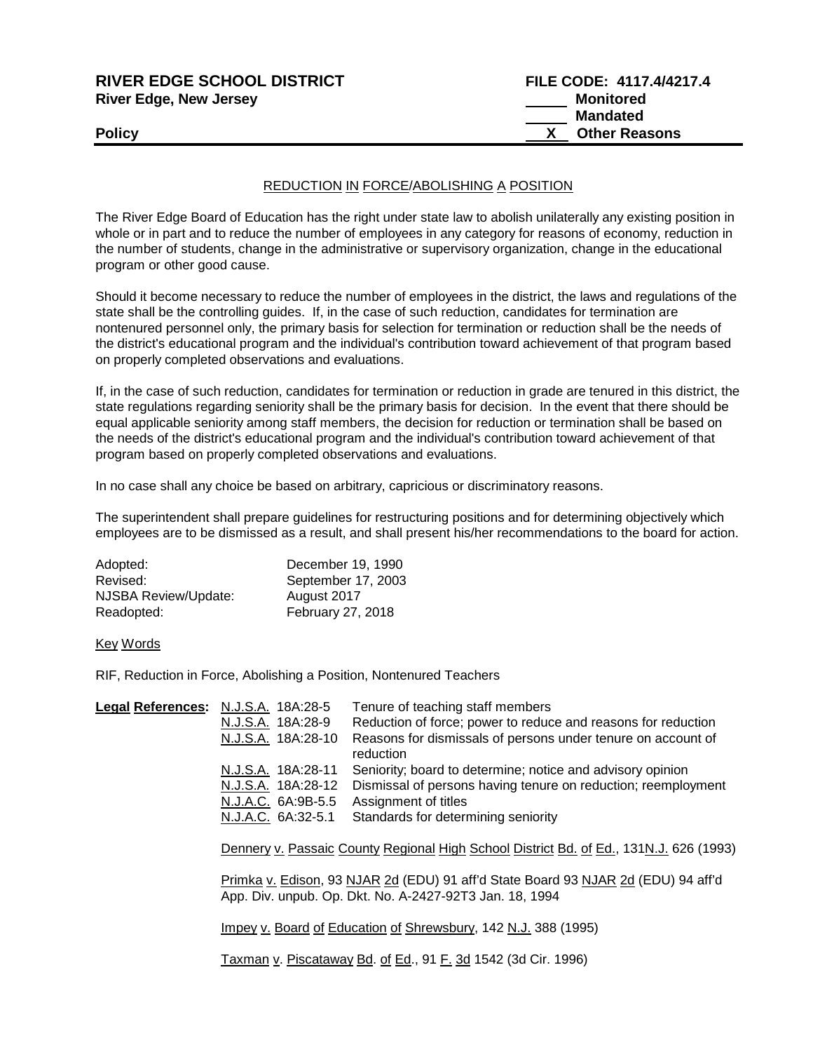**RIVER EDGE SCHOOL DISTRICT** **FILE CODE: 4117.4/4217.4**
**River Edge, New Jersey**

| | |
|---|---|
| ____ | **Monitored** |
| ____ | **Mandated** |
| **X** | **Other Reasons** |

**Policy**

## REDUCTION IN FORCE/ABOLISHING A POSITION

The River Edge Board of Education has the right under state law to abolish unilaterally any existing position in whole or in part and to reduce the number of employees in any category for reasons of economy, reduction in the number of students, change in the administrative or supervisory organization, change in the educational program or other good cause.

Should it become necessary to reduce the number of employees in the district, the laws and regulations of the state shall be the controlling guides. If, in the case of such reduction, candidates for termination are nontenured personnel only, the primary basis for selection for termination or reduction shall be the needs of the district's educational program and the individual's contribution toward achievement of that program based on properly completed observations and evaluations.

If, in the case of such reduction, candidates for termination or reduction in grade are tenured in this district, the state regulations regarding seniority shall be the primary basis for decision. In the event that there should be equal applicable seniority among staff members, the decision for reduction or termination shall be based on the needs of the district's educational program and the individual's contribution toward achievement of that program based on properly completed observations and evaluations.

In no case shall any choice be based on arbitrary, capricious or discriminatory reasons.

The superintendent shall prepare guidelines for restructuring positions and for determining objectively which employees are to be dismissed as a result, and shall present his/her recommendations to the board for action.

| | |
|---|---|
| Adopted: | December 19, 1990 |
| Revised: | September 17, 2003 |
| NJSBA Review/Update: | August 2017 |
| Readopted: | February 27, 2018 |

Key Words

RIF, Reduction in Force, Abolishing a Position, Nontenured Teachers

**Legal References:**

| | |
|---|---|
| N.J.S.A. 18A:28-5 | Tenure of teaching staff members |
| N.J.S.A. 18A:28-9 | Reduction of force; power to reduce and reasons for reduction |
| N.J.S.A. 18A:28-10 | Reasons for dismissals of persons under tenure on account of reduction |
| N.J.S.A. 18A:28-11 | Seniority; board to determine; notice and advisory opinion |
| N.J.S.A. 18A:28-12 | Dismissal of persons having tenure on reduction; reemployment |
| N.J.A.C. 6A:9B-5.5 | Assignment of titles |
| N.J.A.C. 6A:32-5.1 | Standards for determining seniority |

Dennery v. Passaic County Regional High School District Bd. of Ed., 131N.J. 626 (1993)

Primka v. Edison, 93 NJAR 2d (EDU) 91 aff'd State Board 93 NJAR 2d (EDU) 94 aff'd App. Div. unpub. Op. Dkt. No. A-2427-92T3 Jan. 18, 1994

Impey v. Board of Education of Shrewsbury, 142 N.J. 388 (1995)

Taxman v. Piscataway Bd. of Ed., 91 F. 3d 1542 (3d Cir. 1996)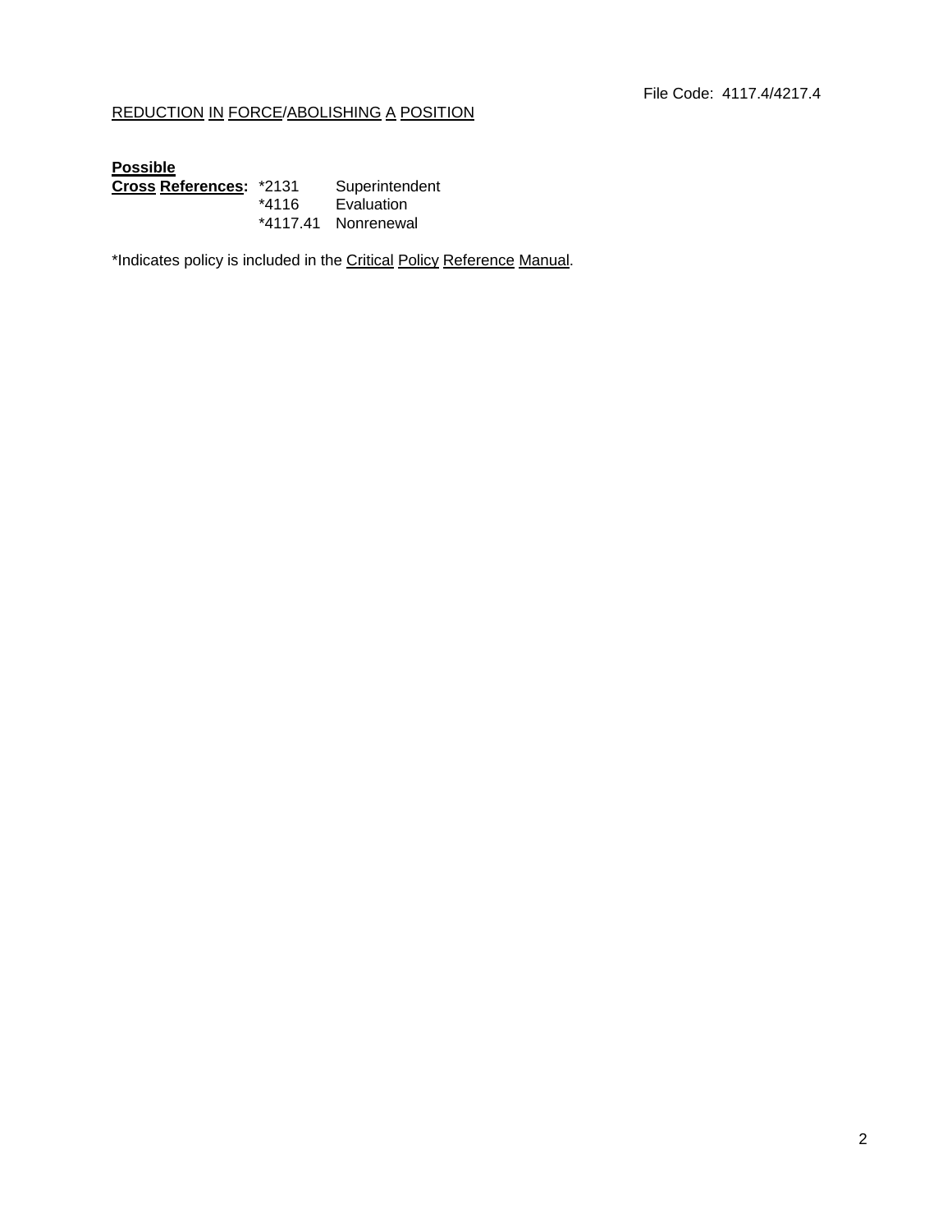File Code: 4117.4/4217.4

REDUCTION IN FORCE/ABOLISHING A POSITION

**Possible Cross References:**

| | |
|---|---|
| *2131 | Superintendent |
| *4116 | Evaluation |
| *4117.41 | Nonrenewal |

*Indicates policy is included in the Critical Policy Reference Manual.